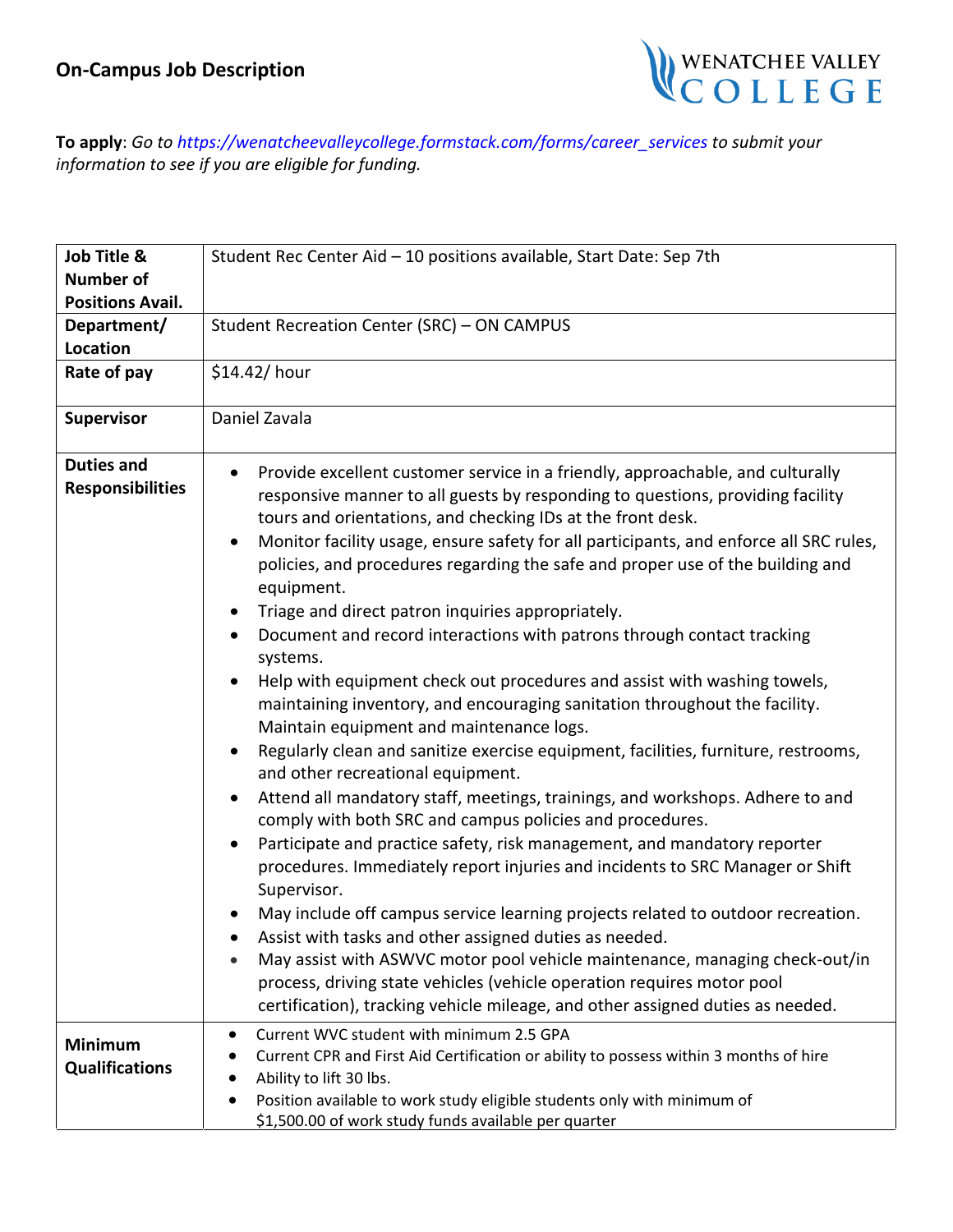## On-Campus Job Description

WENATCHEE VALLEY COLLEGE

**To apply**: *Go to https://wenatcheevalleycollege.formstack.com/forms/career_services to submit your information to see if you are eligible for funding.*

| **Job Title & Number of Positions Avail.** | Student Rec Center Aid – 10 positions available, Start Date: Sep 7th |
|---|---|
| **Department/ Location** | Student Recreation Center (SRC) – ON CAMPUS |
| **Rate of pay** | $14.42/ hour |
| **Supervisor** | Daniel Zavala |
| **Duties and Responsibilities** | • Provide excellent customer service in a friendly, approachable, and culturally responsive manner to all guests by responding to questions, providing facility tours and orientations, and checking IDs at the front desk.<br>• Monitor facility usage, ensure safety for all participants, and enforce all SRC rules, policies, and procedures regarding the safe and proper use of the building and equipment.<br>• Triage and direct patron inquiries appropriately.<br>• Document and record interactions with patrons through contact tracking systems.<br>• Help with equipment check out procedures and assist with washing towels, maintaining inventory, and encouraging sanitation throughout the facility. Maintain equipment and maintenance logs.<br>• Regularly clean and sanitize exercise equipment, facilities, furniture, restrooms, and other recreational equipment.<br>• Attend all mandatory staff, meetings, trainings, and workshops. Adhere to and comply with both SRC and campus policies and procedures.<br>• Participate and practice safety, risk management, and mandatory reporter procedures. Immediately report injuries and incidents to SRC Manager or Shift Supervisor.<br>• May include off campus service learning projects related to outdoor recreation.<br>• Assist with tasks and other assigned duties as needed.<br>• May assist with ASWVC motor pool vehicle maintenance, managing check-out/in process, driving state vehicles (vehicle operation requires motor pool certification), tracking vehicle mileage, and other assigned duties as needed. |
| **Minimum Qualifications** | • Current WVC student with minimum 2.5 GPA<br>• Current CPR and First Aid Certification or ability to possess within 3 months of hire<br>• Ability to lift 30 lbs.<br>• Position available to work study eligible students only with minimum of $1,500.00 of work study funds available per quarter |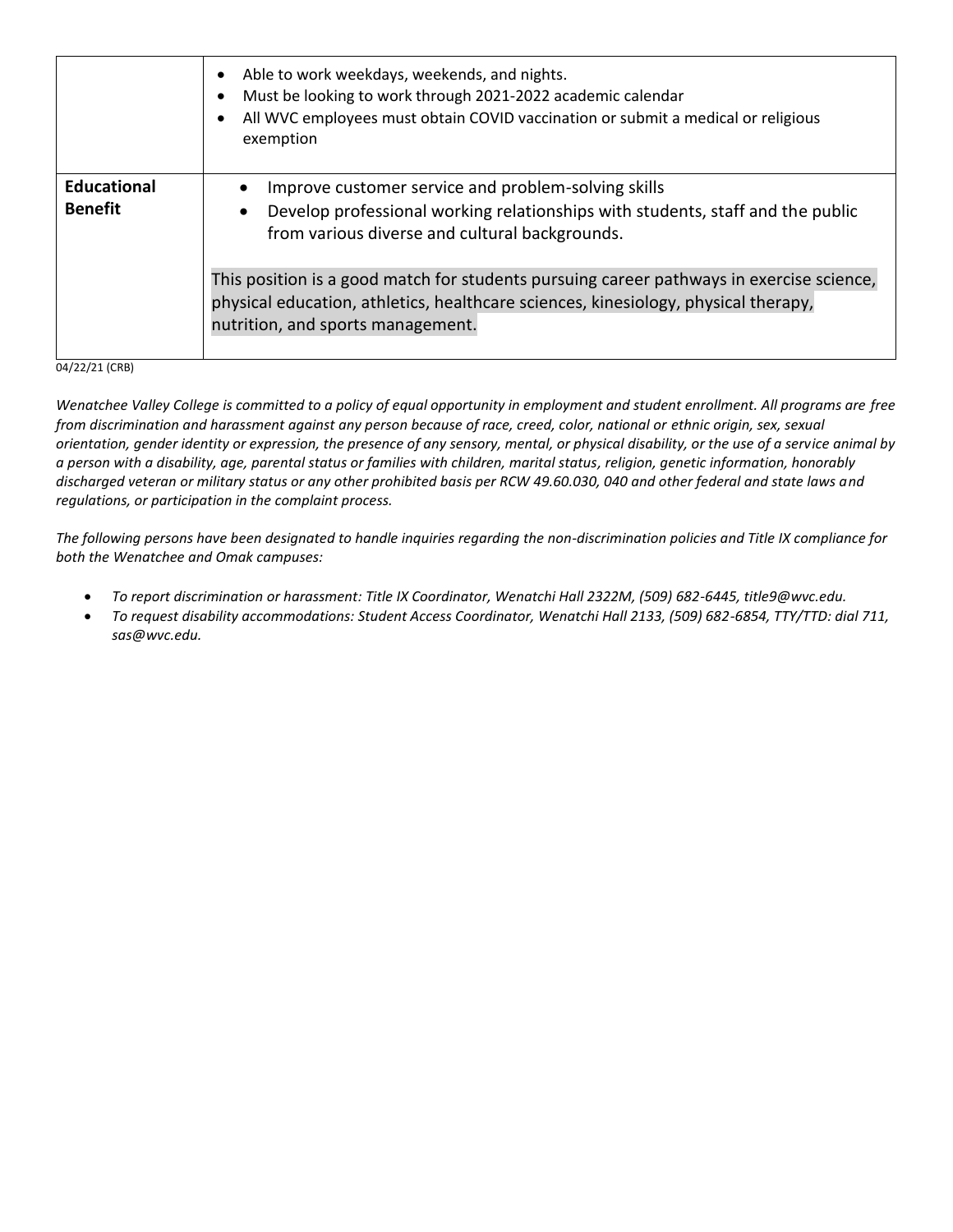| | |
|---|---|
| | • Able to work weekdays, weekends, and nights.<br>• Must be looking to work through 2021-2022 academic calendar<br>• All WVC employees must obtain COVID vaccination or submit a medical or religious exemption |
| **Educational Benefit** | • Improve customer service and problem-solving skills<br>• Develop professional working relationships with students, staff and the public from various diverse and cultural backgrounds.<br><br>This position is a good match for students pursuing career pathways in exercise science, physical education, athletics, healthcare sciences, kinesiology, physical therapy, nutrition, and sports management. |

04/22/21 (CRB)

*Wenatchee Valley College is committed to a policy of equal opportunity in employment and student enrollment. All programs are free from discrimination and harassment against any person because of race, creed, color, national or ethnic origin, sex, sexual orientation, gender identity or expression, the presence of any sensory, mental, or physical disability, or the use of a service animal by a person with a disability, age, parental status or families with children, marital status, religion, genetic information, honorably discharged veteran or military status or any other prohibited basis per RCW 49.60.030, 040 and other federal and state laws and regulations, or participation in the complaint process.*

*The following persons have been designated to handle inquiries regarding the non-discrimination policies and Title IX compliance for both the Wenatchee and Omak campuses:*

- *To report discrimination or harassment: Title IX Coordinator, Wenatchi Hall 2322M, (509) 682-6445, title9@wvc.edu.*
- *To request disability accommodations: Student Access Coordinator, Wenatchi Hall 2133, (509) 682-6854, TTY/TTD: dial 711, sas@wvc.edu.*